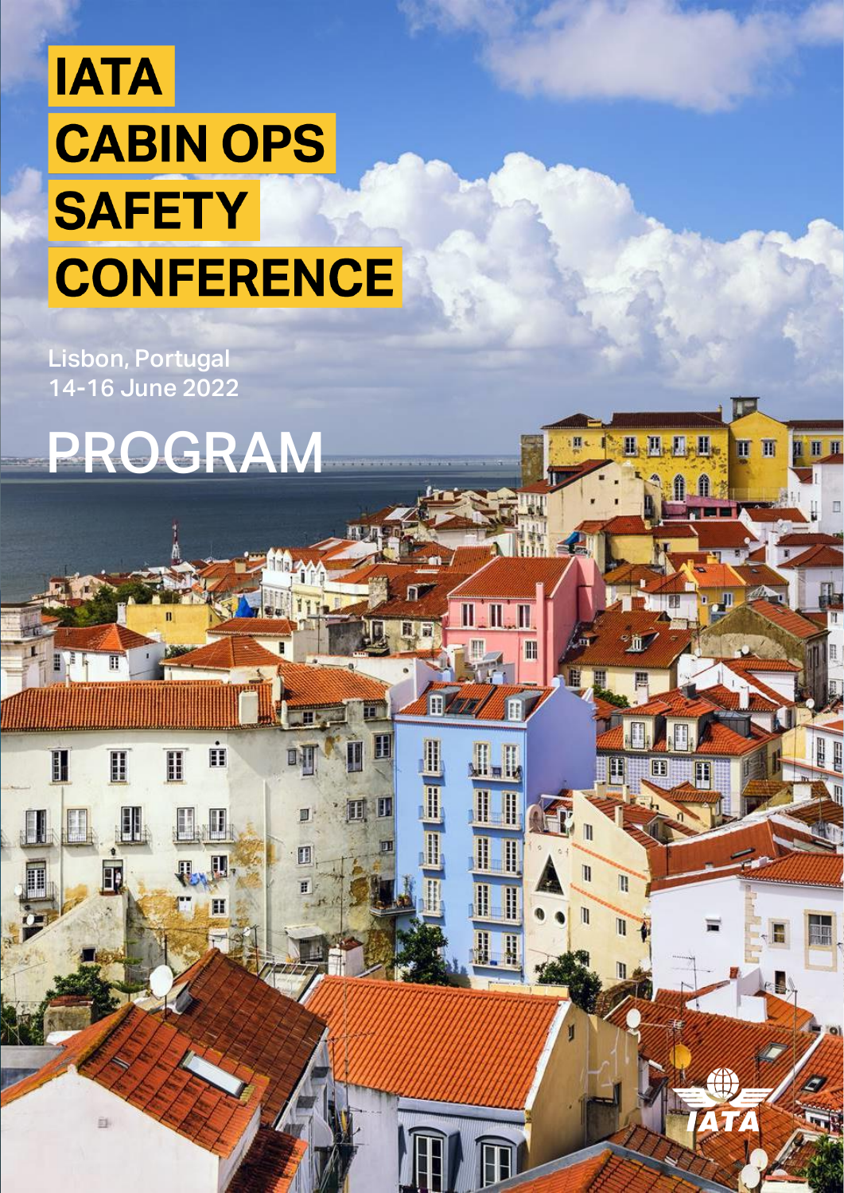# IATA CABIN OPS SAFETY CONFERENCE

Lisbon, Portugal
14-16 June 2022

## PROGRAM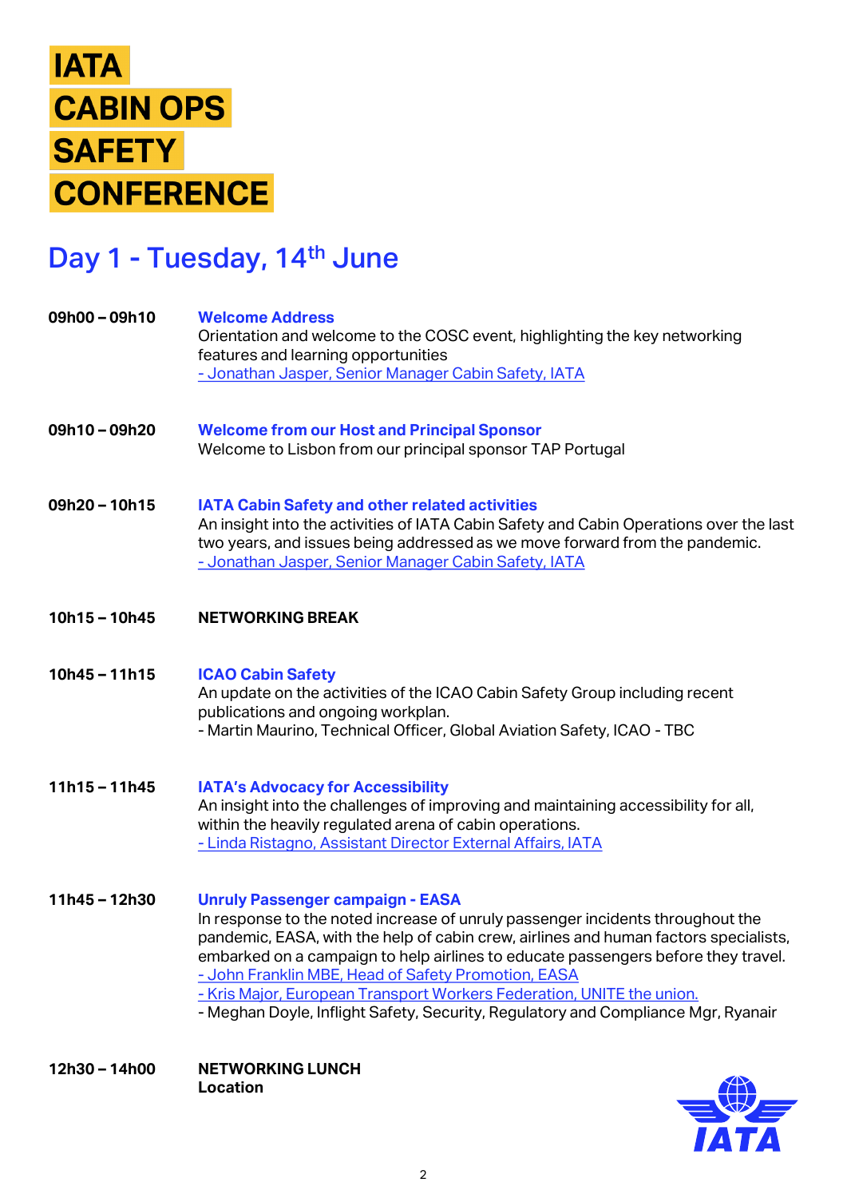# IATA CABIN OPS SAFETY CONFERENCE

## Day 1 - Tuesday, 14th June

**09h00 – 09h10** **Welcome Address**
Orientation and welcome to the COSC event, highlighting the key networking features and learning opportunities
- Jonathan Jasper, Senior Manager Cabin Safety, IATA

**09h10 – 09h20** **Welcome from our Host and Principal Sponsor**
Welcome to Lisbon from our principal sponsor TAP Portugal

**09h20 – 10h15** **IATA Cabin Safety and other related activities**
An insight into the activities of IATA Cabin Safety and Cabin Operations over the last two years, and issues being addressed as we move forward from the pandemic.
- Jonathan Jasper, Senior Manager Cabin Safety, IATA

**10h15 – 10h45** **NETWORKING BREAK**

**10h45 – 11h15** **ICAO Cabin Safety**
An update on the activities of the ICAO Cabin Safety Group including recent publications and ongoing workplan.
- Martin Maurino, Technical Officer, Global Aviation Safety, ICAO - TBC

**11h15 – 11h45** **IATA's Advocacy for Accessibility**
An insight into the challenges of improving and maintaining accessibility for all, within the heavily regulated arena of cabin operations.
- Linda Ristagno, Assistant Director External Affairs, IATA

**11h45 – 12h30** **Unruly Passenger campaign - EASA**
In response to the noted increase of unruly passenger incidents throughout the pandemic, EASA, with the help of cabin crew, airlines and human factors specialists, embarked on a campaign to help airlines to educate passengers before they travel.
- John Franklin MBE, Head of Safety Promotion, EASA
- Kris Major, European Transport Workers Federation, UNITE the union.
- Meghan Doyle, Inflight Safety, Security, Regulatory and Compliance Mgr, Ryanair

**12h30 – 14h00** **NETWORKING LUNCH**
**Location**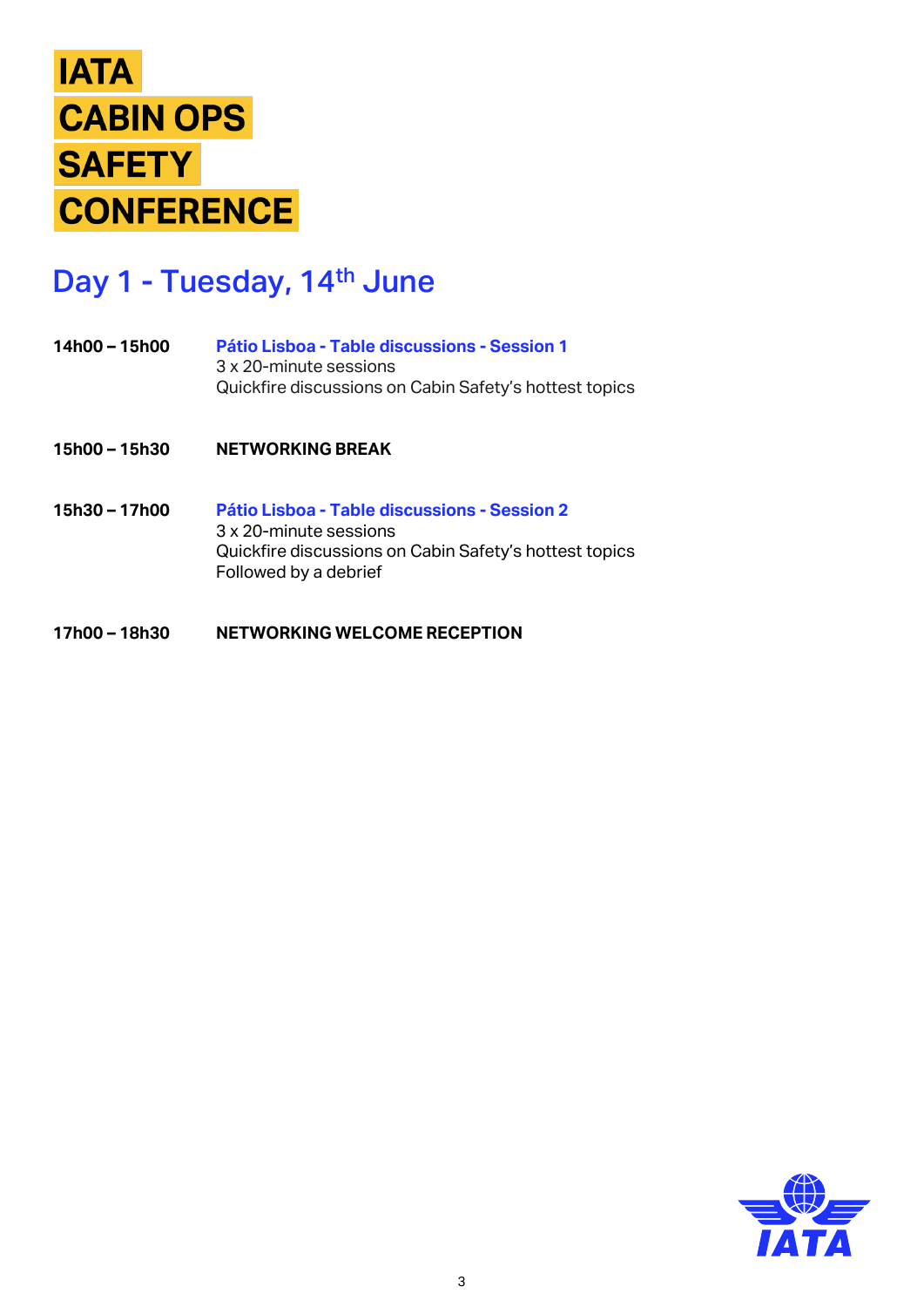# IATA CABIN OPS SAFETY CONFERENCE

## Day 1 - Tuesday, 14th June

**14h00 – 15h00** **Pátio Lisboa - Table discussions - Session 1**
3 x 20-minute sessions
Quickfire discussions on Cabin Safety's hottest topics

**15h00 – 15h30** **NETWORKING BREAK**

**15h30 – 17h00** **Pátio Lisboa - Table discussions - Session 2**
3 x 20-minute sessions
Quickfire discussions on Cabin Safety's hottest topics
Followed by a debrief

**17h00 – 18h30** **NETWORKING WELCOME RECEPTION**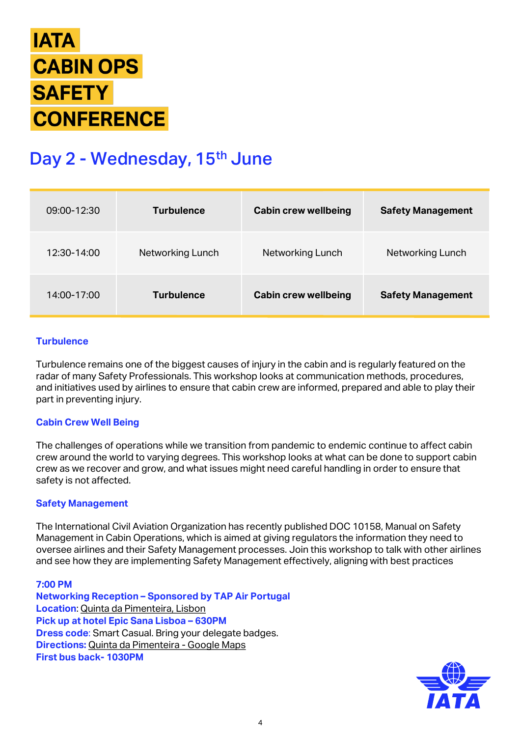# IATA CABIN OPS SAFETY CONFERENCE

## Day 2 - Wednesday, 15th June

| 09:00-12:30 | **Turbulence** | **Cabin crew wellbeing** | **Safety Management** |
|---|---|---|---|
| 12:30-14:00 | Networking Lunch | Networking Lunch | Networking Lunch |
| 14:00-17:00 | **Turbulence** | **Cabin crew wellbeing** | **Safety Management** |

### Turbulence

Turbulence remains one of the biggest causes of injury in the cabin and is regularly featured on the radar of many Safety Professionals. This workshop looks at communication methods, procedures, and initiatives used by airlines to ensure that cabin crew are informed, prepared and able to play their part in preventing injury.

### Cabin Crew Well Being

The challenges of operations while we transition from pandemic to endemic continue to affect cabin crew around the world to varying degrees. This workshop looks at what can be done to support cabin crew as we recover and grow, and what issues might need careful handling in order to ensure that safety is not affected.

### Safety Management

The International Civil Aviation Organization has recently published DOC 10158, Manual on Safety Management in Cabin Operations, which is aimed at giving regulators the information they need to oversee airlines and their Safety Management processes. Join this workshop to talk with other airlines and see how they are implementing Safety Management effectively, aligning with best practices

**7:00 PM**
**Networking Reception – Sponsored by TAP Air Portugal**
**Location**: Quinta da Pimenteira, Lisbon
**Pick up at hotel Epic Sana Lisboa – 630PM**
**Dress code**: Smart Casual. Bring your delegate badges.
**Directions:** Quinta da Pimenteira - Google Maps
**First bus back- 1030PM**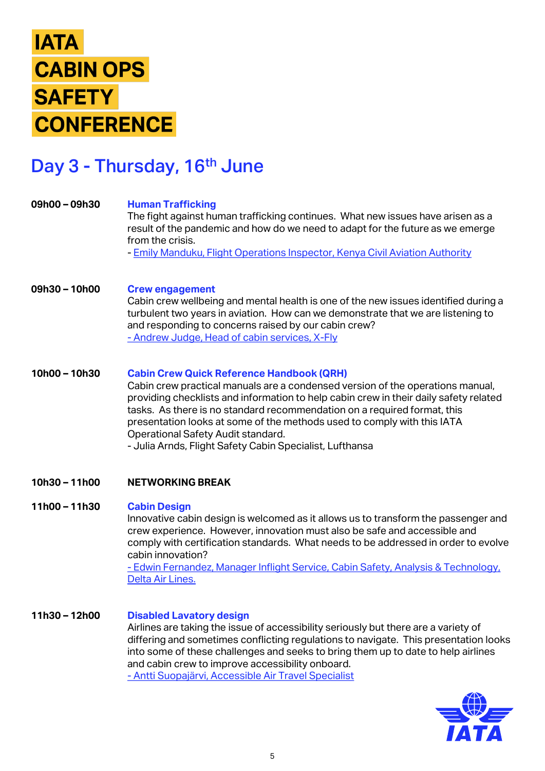# IATA CABIN OPS SAFETY CONFERENCE

## Day 3 - Thursday, 16th June

**09h00 – 09h30** **Human Trafficking**
The fight against human trafficking continues. What new issues have arisen as a result of the pandemic and how do we need to adapt for the future as we emerge from the crisis.
- Emily Manduku, Flight Operations Inspector, Kenya Civil Aviation Authority

**09h30 – 10h00** **Crew engagement**
Cabin crew wellbeing and mental health is one of the new issues identified during a turbulent two years in aviation. How can we demonstrate that we are listening to and responding to concerns raised by our cabin crew?
- Andrew Judge, Head of cabin services, X-Fly

**10h00 – 10h30** **Cabin Crew Quick Reference Handbook (QRH)**
Cabin crew practical manuals are a condensed version of the operations manual, providing checklists and information to help cabin crew in their daily safety related tasks. As there is no standard recommendation on a required format, this presentation looks at some of the methods used to comply with this IATA Operational Safety Audit standard.
- Julia Arnds, Flight Safety Cabin Specialist, Lufthansa

**10h30 – 11h00** **NETWORKING BREAK**

**11h00 – 11h30** **Cabin Design**
Innovative cabin design is welcomed as it allows us to transform the passenger and crew experience. However, innovation must also be safe and accessible and comply with certification standards. What needs to be addressed in order to evolve cabin innovation?
- Edwin Fernandez, Manager Inflight Service, Cabin Safety, Analysis & Technology, Delta Air Lines.

**11h30 – 12h00** **Disabled Lavatory design**
Airlines are taking the issue of accessibility seriously but there are a variety of differing and sometimes conflicting regulations to navigate. This presentation looks into some of these challenges and seeks to bring them up to date to help airlines and cabin crew to improve accessibility onboard.
- Antti Suopajärvi, Accessible Air Travel Specialist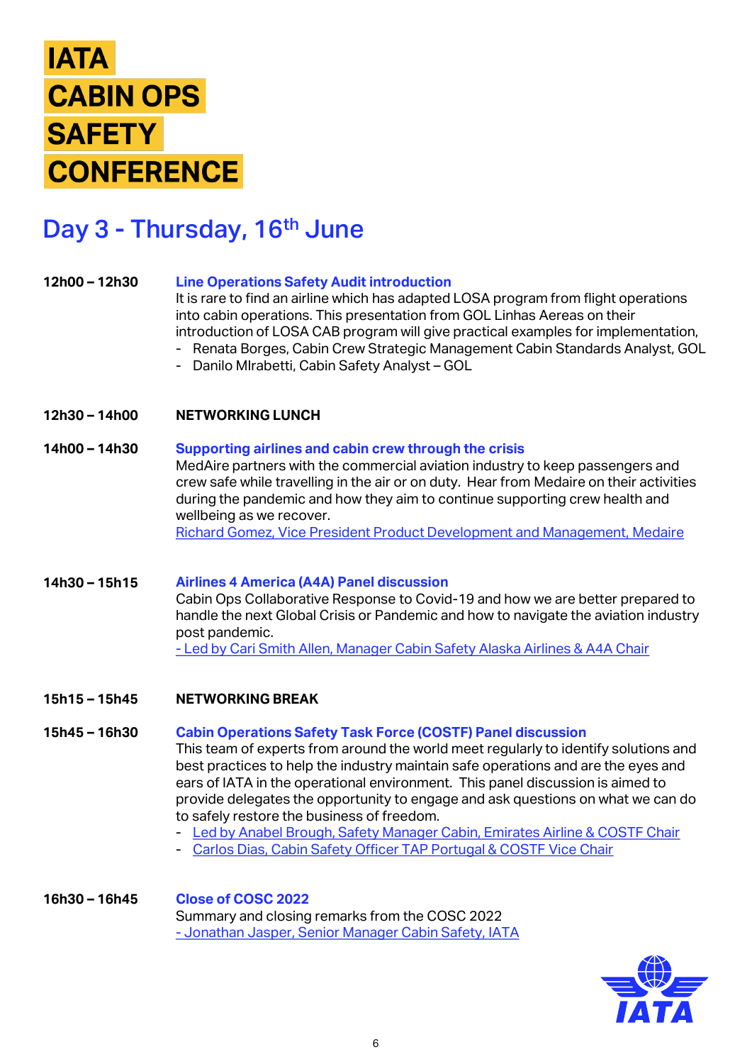# IATA CABIN OPS SAFETY CONFERENCE

## Day 3 - Thursday, 16th June

**12h00 – 12h30** **Line Operations Safety Audit introduction**

It is rare to find an airline which has adapted LOSA program from flight operations into cabin operations. This presentation from GOL Linhas Aereas on their introduction of LOSA CAB program will give practical examples for implementation,

- Renata Borges, Cabin Crew Strategic Management Cabin Standards Analyst, GOL
- Danilo MIrabetti, Cabin Safety Analyst – GOL

**12h30 – 14h00** **NETWORKING LUNCH**

**14h00 – 14h30** **Supporting airlines and cabin crew through the crisis**

MedAire partners with the commercial aviation industry to keep passengers and crew safe while travelling in the air or on duty. Hear from Medaire on their activities during the pandemic and how they aim to continue supporting crew health and wellbeing as we recover.

Richard Gomez, Vice President Product Development and Management, Medaire

**14h30 – 15h15** **Airlines 4 America (A4A) Panel discussion**

Cabin Ops Collaborative Response to Covid-19 and how we are better prepared to handle the next Global Crisis or Pandemic and how to navigate the aviation industry post pandemic.

- Led by Cari Smith Allen, Manager Cabin Safety Alaska Airlines & A4A Chair

**15h15 – 15h45** **NETWORKING BREAK**

**15h45 – 16h30** **Cabin Operations Safety Task Force (COSTF) Panel discussion**

This team of experts from around the world meet regularly to identify solutions and best practices to help the industry maintain safe operations and are the eyes and ears of IATA in the operational environment. This panel discussion is aimed to provide delegates the opportunity to engage and ask questions on what we can do to safely restore the business of freedom.

- Led by Anabel Brough, Safety Manager Cabin, Emirates Airline & COSTF Chair
- Carlos Dias, Cabin Safety Officer TAP Portugal & COSTF Vice Chair

**16h30 – 16h45** **Close of COSC 2022**

Summary and closing remarks from the COSC 2022

- Jonathan Jasper, Senior Manager Cabin Safety, IATA